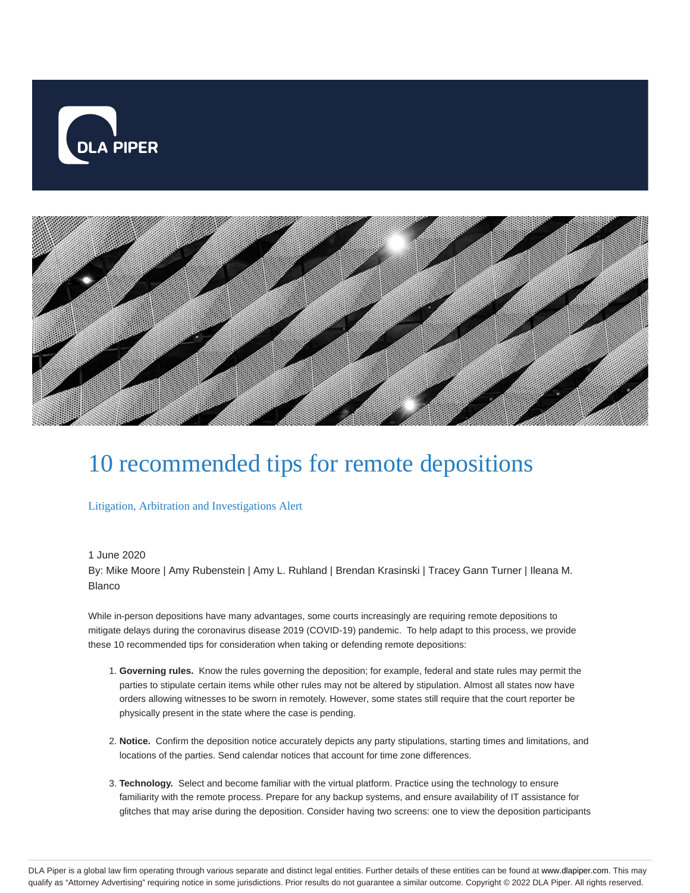# 10 recommended tips for remote depositions

Litigation, Arbitration and Investigations Alert

1 June 2020

By: Mike Moore | Amy Rubenstein | Amy L. Ruhland | Brendan Krasinski | Tracey Gann Turner | Ileana M. Blanco

While in-person depositions have many advantages, some courts increasingly are requiring remote depositions to mitigate delays during the coronavirus disease 2019 (COVID-19) pandemic. To help adapt to this process, we provide these 10 recommended tips for consideration when taking or defending remote depositions:

1. **Governing rules.** Know the rules governing the deposition; for example, federal and state rules may permit the parties to stipulate certain items while other rules may not be altered by stipulation. Almost all states now have orders allowing witnesses to be sworn in remotely. However, some states still require that the court reporter be physically present in the state where the case is pending.

2. **Notice.** Confirm the deposition notice accurately depicts any party stipulations, starting times and limitations, and locations of the parties. Send calendar notices that account for time zone differences.

3. **Technology.** Select and become familiar with the virtual platform. Practice using the technology to ensure familiarity with the remote process. Prepare for any backup systems, and ensure availability of IT assistance for glitches that may arise during the deposition. Consider having two screens: one to view the deposition participants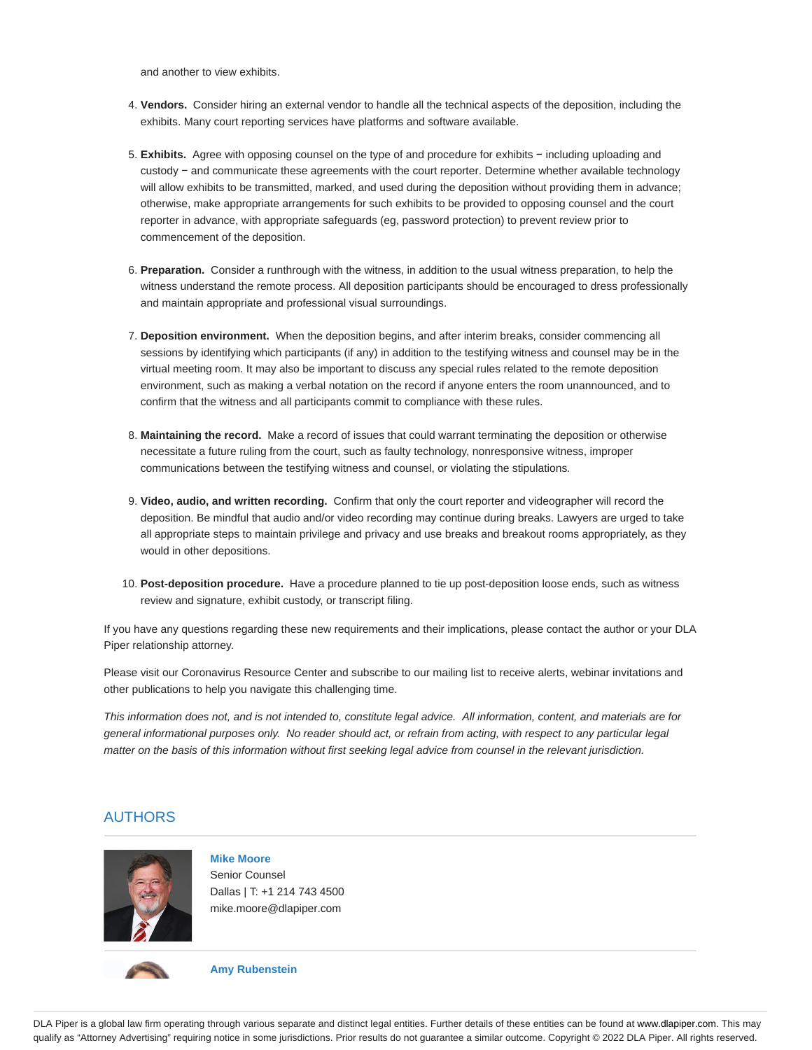and another to view exhibits.

4. **Vendors.** Consider hiring an external vendor to handle all the technical aspects of the deposition, including the exhibits. Many court reporting services have platforms and software available.

5. **Exhibits.** Agree with opposing counsel on the type of and procedure for exhibits − including uploading and custody − and communicate these agreements with the court reporter. Determine whether available technology will allow exhibits to be transmitted, marked, and used during the deposition without providing them in advance; otherwise, make appropriate arrangements for such exhibits to be provided to opposing counsel and the court reporter in advance, with appropriate safeguards (eg, password protection) to prevent review prior to commencement of the deposition.

6. **Preparation.** Consider a runthrough with the witness, in addition to the usual witness preparation, to help the witness understand the remote process. All deposition participants should be encouraged to dress professionally and maintain appropriate and professional visual surroundings.

7. **Deposition environment.** When the deposition begins, and after interim breaks, consider commencing all sessions by identifying which participants (if any) in addition to the testifying witness and counsel may be in the virtual meeting room. It may also be important to discuss any special rules related to the remote deposition environment, such as making a verbal notation on the record if anyone enters the room unannounced, and to confirm that the witness and all participants commit to compliance with these rules.

8. **Maintaining the record.** Make a record of issues that could warrant terminating the deposition or otherwise necessitate a future ruling from the court, such as faulty technology, nonresponsive witness, improper communications between the testifying witness and counsel, or violating the stipulations.

9. **Video, audio, and written recording.** Confirm that only the court reporter and videographer will record the deposition. Be mindful that audio and/or video recording may continue during breaks. Lawyers are urged to take all appropriate steps to maintain privilege and privacy and use breaks and breakout rooms appropriately, as they would in other depositions.

10. **Post-deposition procedure.** Have a procedure planned to tie up post-deposition loose ends, such as witness review and signature, exhibit custody, or transcript filing.

If you have any questions regarding these new requirements and their implications, please contact the author or your DLA Piper relationship attorney.

Please visit our Coronavirus Resource Center and subscribe to our mailing list to receive alerts, webinar invitations and other publications to help you navigate this challenging time.

*This information does not, and is not intended to, constitute legal advice. All information, content, and materials are for general informational purposes only. No reader should act, or refrain from acting, with respect to any particular legal matter on the basis of this information without first seeking legal advice from counsel in the relevant jurisdiction.*

## AUTHORS

**Mike Moore**
Senior Counsel
Dallas | T: +1 214 743 4500
mike.moore@dlapiper.com

**Amy Rubenstein**

DLA Piper is a global law firm operating through various separate and distinct legal entities. Further details of these entities can be found at www.dlapiper.com. This may qualify as "Attorney Advertising" requiring notice in some jurisdictions. Prior results do not guarantee a similar outcome. Copyright © 2022 DLA Piper. All rights reserved.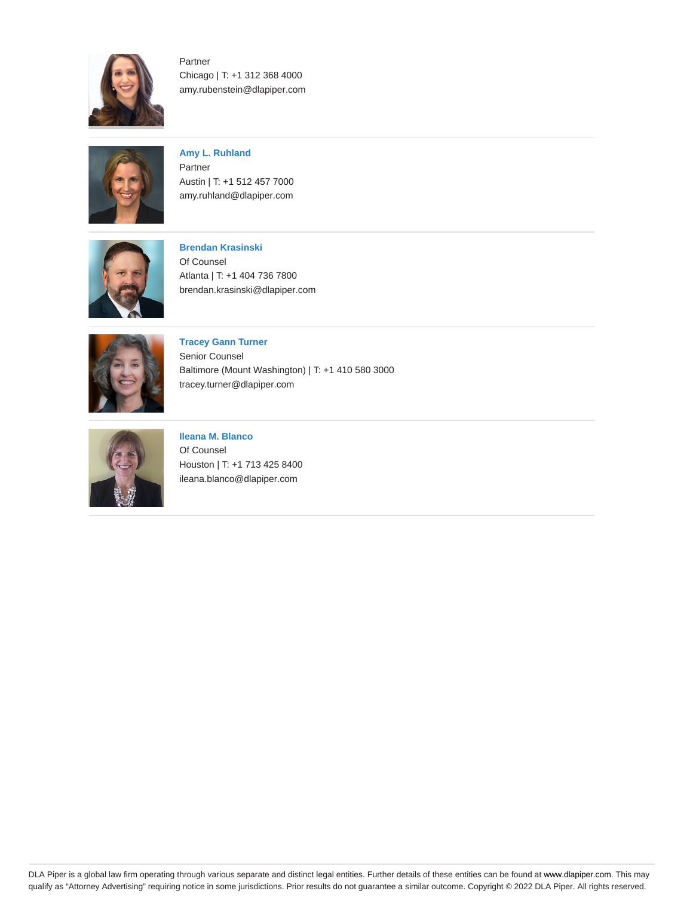Partner
Chicago | T: +1 312 368 4000
amy.rubenstein@dlapiper.com

---

**Amy L. Ruhland**
Partner
Austin | T: +1 512 457 7000
amy.ruhland@dlapiper.com

---

**Brendan Krasinski**
Of Counsel
Atlanta | T: +1 404 736 7800
brendan.krasinski@dlapiper.com

---

**Tracey Gann Turner**
Senior Counsel
Baltimore (Mount Washington) | T: +1 410 580 3000
tracey.turner@dlapiper.com

---

**Ileana M. Blanco**
Of Counsel
Houston | T: +1 713 425 8400
ileana.blanco@dlapiper.com

---

DLA Piper is a global law firm operating through various separate and distinct legal entities. Further details of these entities can be found at www.dlapiper.com. This may qualify as "Attorney Advertising" requiring notice in some jurisdictions. Prior results do not guarantee a similar outcome. Copyright © 2022 DLA Piper. All rights reserved.